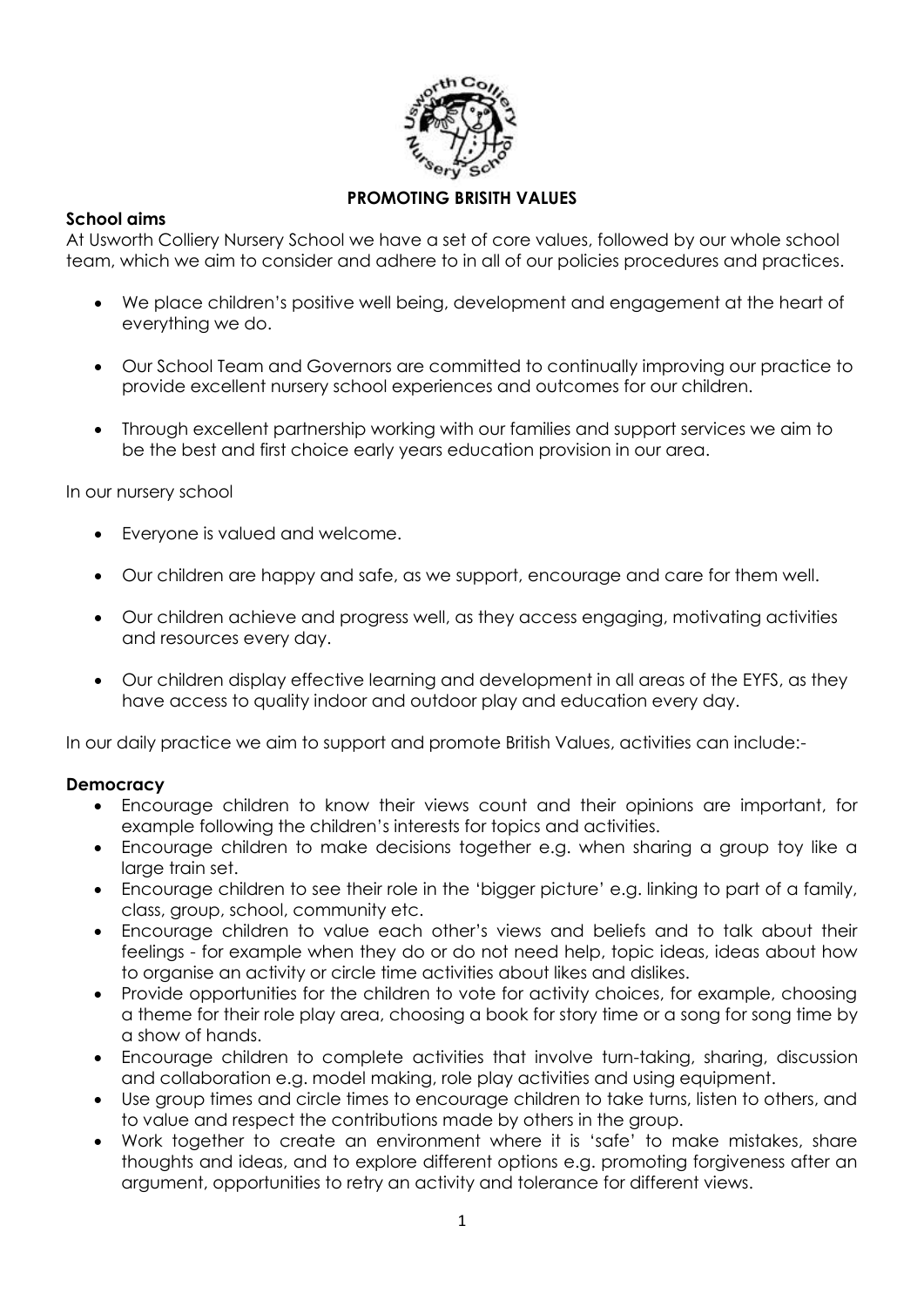# PROMOTING BRISITH VALUES

**School aims**

At Usworth Colliery Nursery School we have a set of core values, followed by our whole school team, which we aim to consider and adhere to in all of our policies procedures and practices.

- We place children's positive well being, development and engagement at the heart of everything we do.
- Our School Team and Governors are committed to continually improving our practice to provide excellent nursery school experiences and outcomes for our children.
- Through excellent partnership working with our families and support services we aim to be the best and first choice early years education provision in our area.

In our nursery school

- Everyone is valued and welcome.
- Our children are happy and safe, as we support, encourage and care for them well.
- Our children achieve and progress well, as they access engaging, motivating activities and resources every day.
- Our children display effective learning and development in all areas of the EYFS, as they have access to quality indoor and outdoor play and education every day.

In our daily practice we aim to support and promote British Values, activities can include:-

**Democracy**

- Encourage children to know their views count and their opinions are important, for example following the children's interests for topics and activities.
- Encourage children to make decisions together e.g. when sharing a group toy like a large train set.
- Encourage children to see their role in the 'bigger picture' e.g. linking to part of a family, class, group, school, community etc.
- Encourage children to value each other's views and beliefs and to talk about their feelings - for example when they do or do not need help, topic ideas, ideas about how to organise an activity or circle time activities about likes and dislikes.
- Provide opportunities for the children to vote for activity choices, for example, choosing a theme for their role play area, choosing a book for story time or a song for song time by a show of hands.
- Encourage children to complete activities that involve turn-taking, sharing, discussion and collaboration e.g. model making, role play activities and using equipment.
- Use group times and circle times to encourage children to take turns, listen to others, and to value and respect the contributions made by others in the group.
- Work together to create an environment where it is 'safe' to make mistakes, share thoughts and ideas, and to explore different options e.g. promoting forgiveness after an argument, opportunities to retry an activity and tolerance for different views.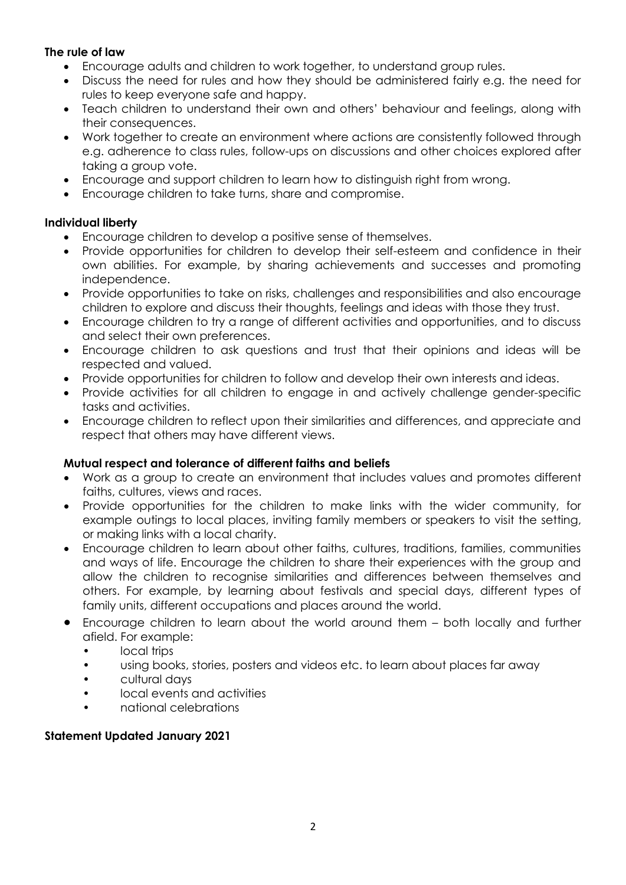**The rule of law**

- Encourage adults and children to work together, to understand group rules.
- Discuss the need for rules and how they should be administered fairly e.g. the need for rules to keep everyone safe and happy.
- Teach children to understand their own and others' behaviour and feelings, along with their consequences.
- Work together to create an environment where actions are consistently followed through e.g. adherence to class rules, follow-ups on discussions and other choices explored after taking a group vote.
- Encourage and support children to learn how to distinguish right from wrong.
- Encourage children to take turns, share and compromise.

**Individual liberty**

- Encourage children to develop a positive sense of themselves.
- Provide opportunities for children to develop their self-esteem and confidence in their own abilities. For example, by sharing achievements and successes and promoting independence.
- Provide opportunities to take on risks, challenges and responsibilities and also encourage children to explore and discuss their thoughts, feelings and ideas with those they trust.
- Encourage children to try a range of different activities and opportunities, and to discuss and select their own preferences.
- Encourage children to ask questions and trust that their opinions and ideas will be respected and valued.
- Provide opportunities for children to follow and develop their own interests and ideas.
- Provide activities for all children to engage in and actively challenge gender-specific tasks and activities.
- Encourage children to reflect upon their similarities and differences, and appreciate and respect that others may have different views.

**Mutual respect and tolerance of different faiths and beliefs**

- Work as a group to create an environment that includes values and promotes different faiths, cultures, views and races.
- Provide opportunities for the children to make links with the wider community, for example outings to local places, inviting family members or speakers to visit the setting, or making links with a local charity.
- Encourage children to learn about other faiths, cultures, traditions, families, communities and ways of life. Encourage the children to share their experiences with the group and allow the children to recognise similarities and differences between themselves and others. For example, by learning about festivals and special days, different types of family units, different occupations and places around the world.
- Encourage children to learn about the world around them – both locally and further afield. For example:
  - local trips
  - using books, stories, posters and videos etc. to learn about places far away
  - cultural days
  - local events and activities
  - national celebrations

**Statement Updated January 2021**